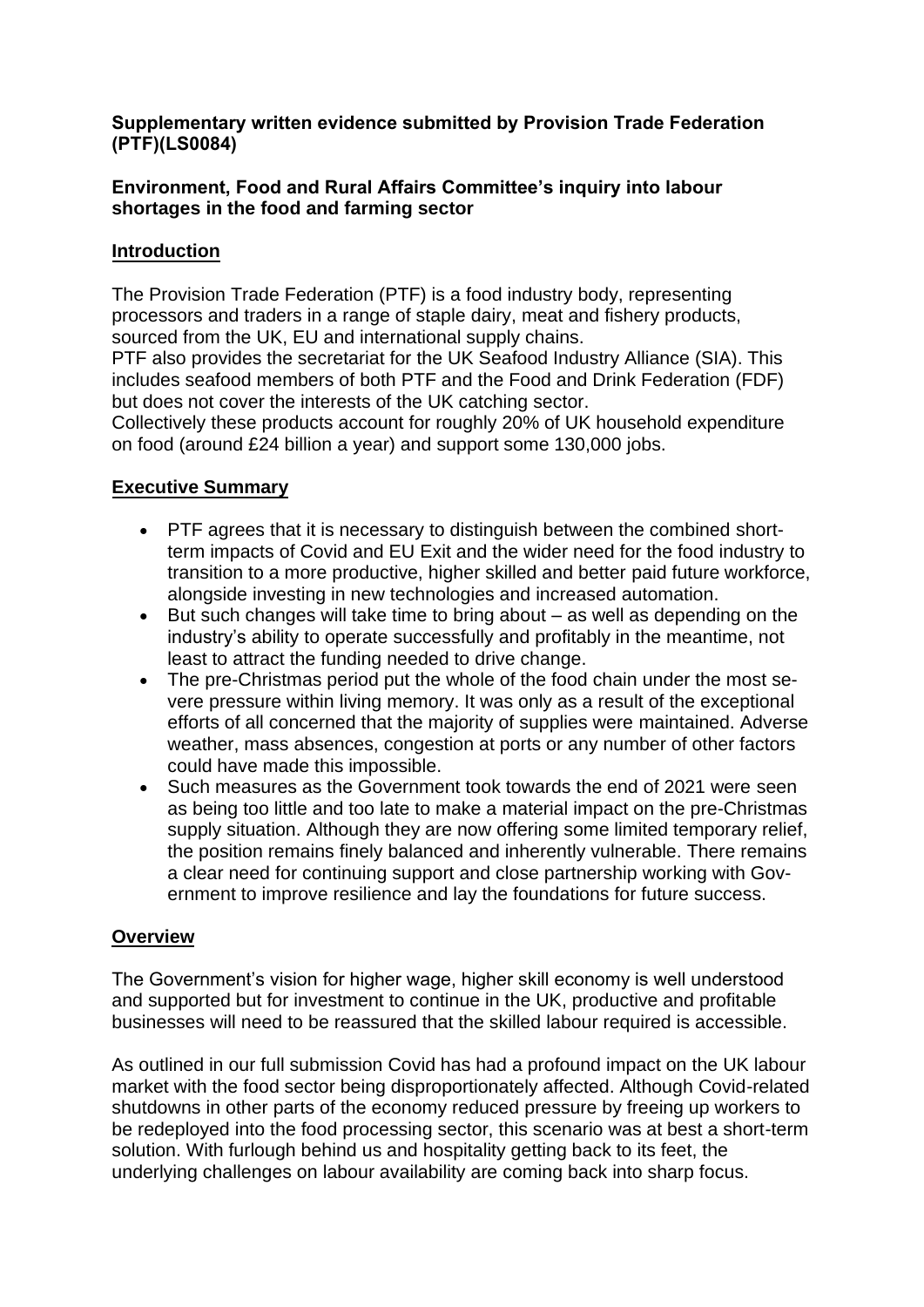**Supplementary written evidence submitted by Provision Trade Federation (PTF)(LS0084)**

**Environment, Food and Rural Affairs Committee's inquiry into labour shortages in the food and farming sector**

## Introduction

The Provision Trade Federation (PTF) is a food industry body, representing processors and traders in a range of staple dairy, meat and fishery products, sourced from the UK, EU and international supply chains.

PTF also provides the secretariat for the UK Seafood Industry Alliance (SIA). This includes seafood members of both PTF and the Food and Drink Federation (FDF) but does not cover the interests of the UK catching sector.

Collectively these products account for roughly 20% of UK household expenditure on food (around £24 billion a year) and support some 130,000 jobs.

## Executive Summary

- PTF agrees that it is necessary to distinguish between the combined short-term impacts of Covid and EU Exit and the wider need for the food industry to transition to a more productive, higher skilled and better paid future workforce, alongside investing in new technologies and increased automation.
- But such changes will take time to bring about – as well as depending on the industry's ability to operate successfully and profitably in the meantime, not least to attract the funding needed to drive change.
- The pre-Christmas period put the whole of the food chain under the most severe pressure within living memory. It was only as a result of the exceptional efforts of all concerned that the majority of supplies were maintained. Adverse weather, mass absences, congestion at ports or any number of other factors could have made this impossible.
- Such measures as the Government took towards the end of 2021 were seen as being too little and too late to make a material impact on the pre-Christmas supply situation. Although they are now offering some limited temporary relief, the position remains finely balanced and inherently vulnerable. There remains a clear need for continuing support and close partnership working with Government to improve resilience and lay the foundations for future success.

## Overview

The Government's vision for higher wage, higher skill economy is well understood and supported but for investment to continue in the UK, productive and profitable businesses will need to be reassured that the skilled labour required is accessible.

As outlined in our full submission Covid has had a profound impact on the UK labour market with the food sector being disproportionately affected. Although Covid-related shutdowns in other parts of the economy reduced pressure by freeing up workers to be redeployed into the food processing sector, this scenario was at best a short-term solution. With furlough behind us and hospitality getting back to its feet, the underlying challenges on labour availability are coming back into sharp focus.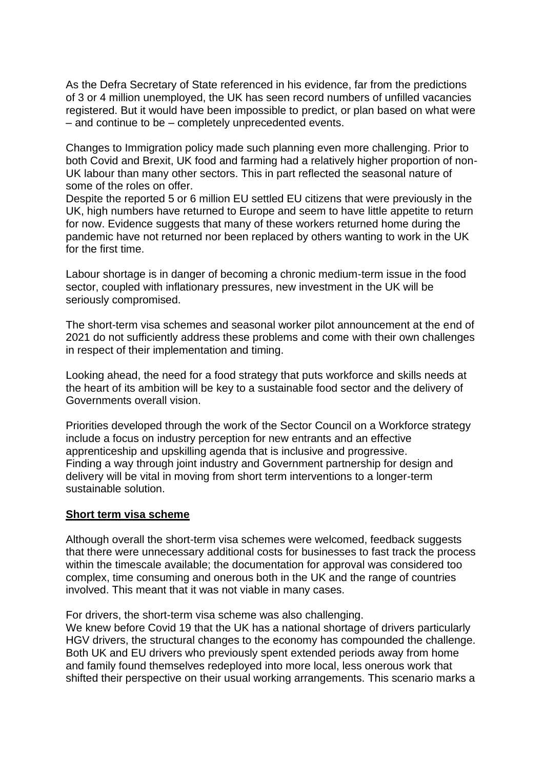As the Defra Secretary of State referenced in his evidence, far from the predictions of 3 or 4 million unemployed, the UK has seen record numbers of unfilled vacancies registered. But it would have been impossible to predict, or plan based on what were – and continue to be – completely unprecedented events.

Changes to Immigration policy made such planning even more challenging. Prior to both Covid and Brexit, UK food and farming had a relatively higher proportion of non-UK labour than many other sectors. This in part reflected the seasonal nature of some of the roles on offer.

Despite the reported 5 or 6 million EU settled EU citizens that were previously in the UK, high numbers have returned to Europe and seem to have little appetite to return for now. Evidence suggests that many of these workers returned home during the pandemic have not returned nor been replaced by others wanting to work in the UK for the first time.

Labour shortage is in danger of becoming a chronic medium-term issue in the food sector, coupled with inflationary pressures, new investment in the UK will be seriously compromised.

The short-term visa schemes and seasonal worker pilot announcement at the end of 2021 do not sufficiently address these problems and come with their own challenges in respect of their implementation and timing.

Looking ahead, the need for a food strategy that puts workforce and skills needs at the heart of its ambition will be key to a sustainable food sector and the delivery of Governments overall vision.

Priorities developed through the work of the Sector Council on a Workforce strategy include a focus on industry perception for new entrants and an effective apprenticeship and upskilling agenda that is inclusive and progressive.

Finding a way through joint industry and Government partnership for design and delivery will be vital in moving from short term interventions to a longer-term sustainable solution.

**Short term visa scheme**

Although overall the short-term visa schemes were welcomed, feedback suggests that there were unnecessary additional costs for businesses to fast track the process within the timescale available; the documentation for approval was considered too complex, time consuming and onerous both in the UK and the range of countries involved. This meant that it was not viable in many cases.

For drivers, the short-term visa scheme was also challenging.

We knew before Covid 19 that the UK has a national shortage of drivers particularly HGV drivers, the structural changes to the economy has compounded the challenge. Both UK and EU drivers who previously spent extended periods away from home and family found themselves redeployed into more local, less onerous work that shifted their perspective on their usual working arrangements. This scenario marks a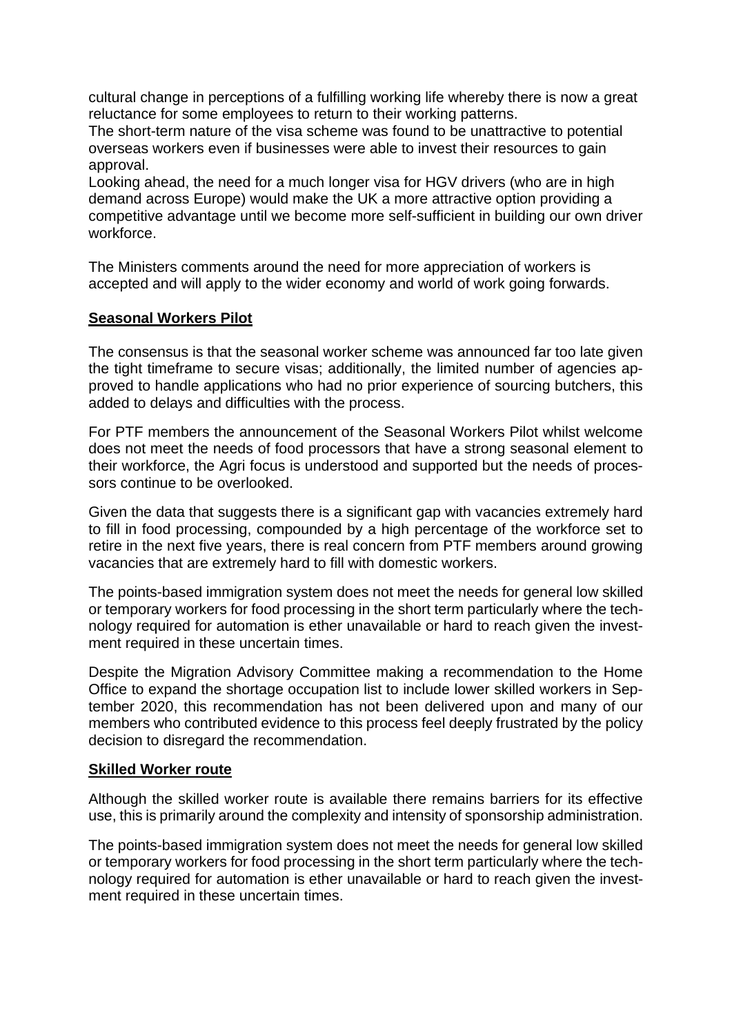cultural change in perceptions of a fulfilling working life whereby there is now a great reluctance for some employees to return to their working patterns.
The short-term nature of the visa scheme was found to be unattractive to potential overseas workers even if businesses were able to invest their resources to gain approval.
Looking ahead, the need for a much longer visa for HGV drivers (who are in high demand across Europe) would make the UK a more attractive option providing a competitive advantage until we become more self-sufficient in building our own driver workforce.

The Ministers comments around the need for more appreciation of workers is accepted and will apply to the wider economy and world of work going forwards.

## Seasonal Workers Pilot

The consensus is that the seasonal worker scheme was announced far too late given the tight timeframe to secure visas; additionally, the limited number of agencies approved to handle applications who had no prior experience of sourcing butchers, this added to delays and difficulties with the process.

For PTF members the announcement of the Seasonal Workers Pilot whilst welcome does not meet the needs of food processors that have a strong seasonal element to their workforce, the Agri focus is understood and supported but the needs of processors continue to be overlooked.

Given the data that suggests there is a significant gap with vacancies extremely hard to fill in food processing, compounded by a high percentage of the workforce set to retire in the next five years, there is real concern from PTF members around growing vacancies that are extremely hard to fill with domestic workers.

The points-based immigration system does not meet the needs for general low skilled or temporary workers for food processing in the short term particularly where the technology required for automation is ether unavailable or hard to reach given the investment required in these uncertain times.

Despite the Migration Advisory Committee making a recommendation to the Home Office to expand the shortage occupation list to include lower skilled workers in September 2020, this recommendation has not been delivered upon and many of our members who contributed evidence to this process feel deeply frustrated by the policy decision to disregard the recommendation.

## Skilled Worker route

Although the skilled worker route is available there remains barriers for its effective use, this is primarily around the complexity and intensity of sponsorship administration.

The points-based immigration system does not meet the needs for general low skilled or temporary workers for food processing in the short term particularly where the technology required for automation is ether unavailable or hard to reach given the investment required in these uncertain times.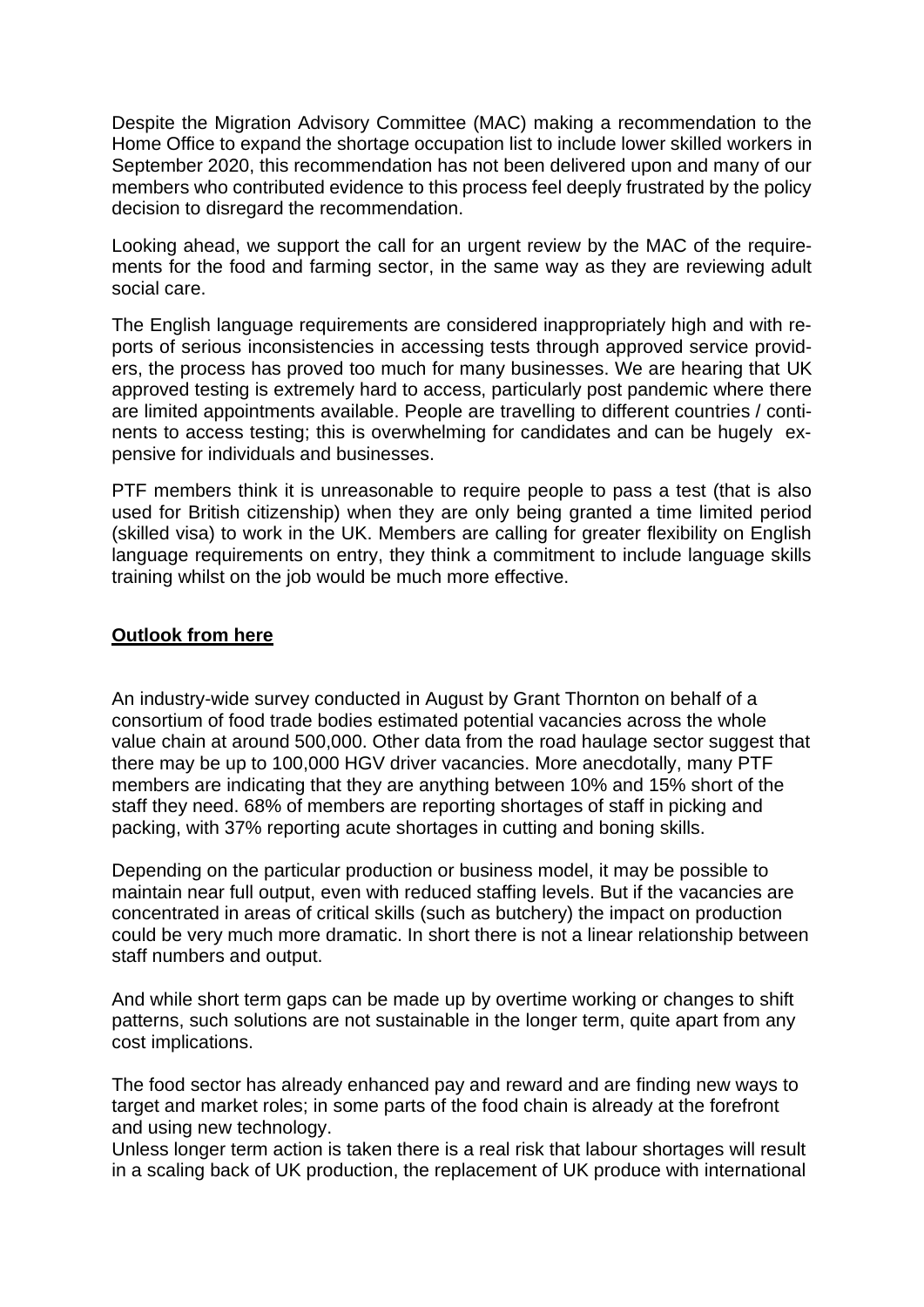Despite the Migration Advisory Committee (MAC) making a recommendation to the Home Office to expand the shortage occupation list to include lower skilled workers in September 2020, this recommendation has not been delivered upon and many of our members who contributed evidence to this process feel deeply frustrated by the policy decision to disregard the recommendation.

Looking ahead, we support the call for an urgent review by the MAC of the requirements for the food and farming sector, in the same way as they are reviewing adult social care.

The English language requirements are considered inappropriately high and with reports of serious inconsistencies in accessing tests through approved service providers, the process has proved too much for many businesses. We are hearing that UK approved testing is extremely hard to access, particularly post pandemic where there are limited appointments available. People are travelling to different countries / continents to access testing; this is overwhelming for candidates and can be hugely expensive for individuals and businesses.

PTF members think it is unreasonable to require people to pass a test (that is also used for British citizenship) when they are only being granted a time limited period (skilled visa) to work in the UK. Members are calling for greater flexibility on English language requirements on entry, they think a commitment to include language skills training whilst on the job would be much more effective.

## **Outlook from here**

An industry-wide survey conducted in August by Grant Thornton on behalf of a consortium of food trade bodies estimated potential vacancies across the whole value chain at around 500,000. Other data from the road haulage sector suggest that there may be up to 100,000 HGV driver vacancies. More anecdotally, many PTF members are indicating that they are anything between 10% and 15% short of the staff they need. 68% of members are reporting shortages of staff in picking and packing, with 37% reporting acute shortages in cutting and boning skills.

Depending on the particular production or business model, it may be possible to maintain near full output, even with reduced staffing levels. But if the vacancies are concentrated in areas of critical skills (such as butchery) the impact on production could be very much more dramatic. In short there is not a linear relationship between staff numbers and output.

And while short term gaps can be made up by overtime working or changes to shift patterns, such solutions are not sustainable in the longer term, quite apart from any cost implications.

The food sector has already enhanced pay and reward and are finding new ways to target and market roles; in some parts of the food chain is already at the forefront and using new technology.
Unless longer term action is taken there is a real risk that labour shortages will result in a scaling back of UK production, the replacement of UK produce with international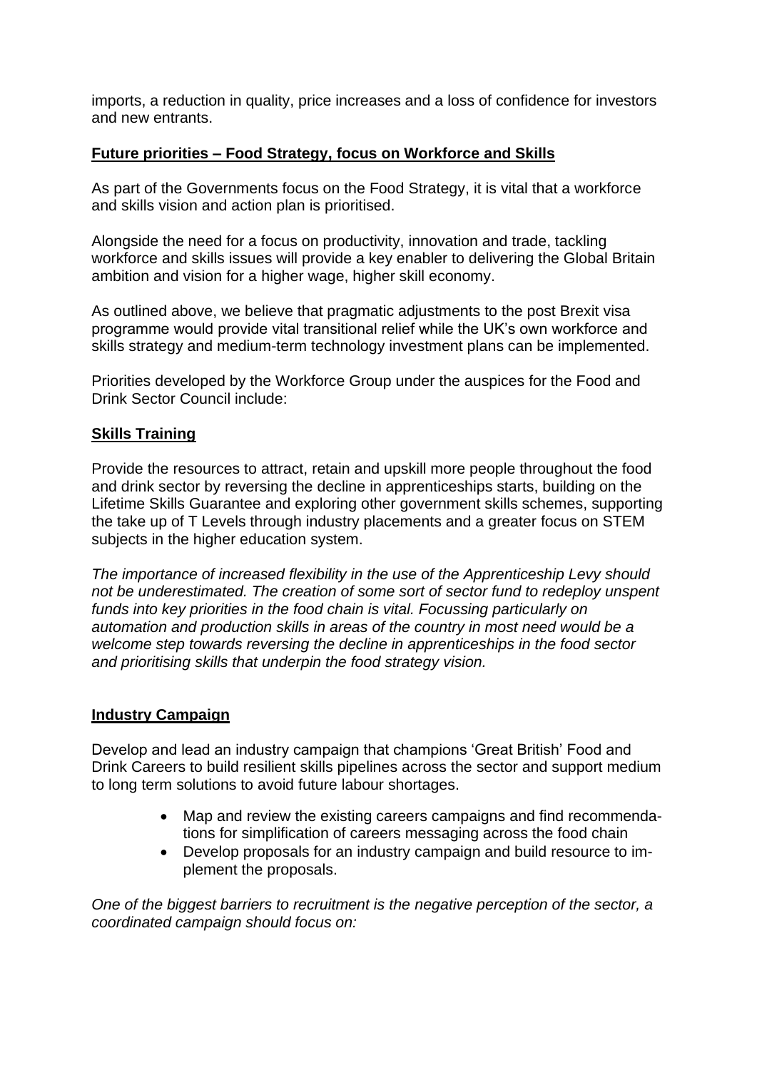imports, a reduction in quality, price increases and a loss of confidence for investors and new entrants.

## Future priorities – Food Strategy, focus on Workforce and Skills

As part of the Governments focus on the Food Strategy, it is vital that a workforce and skills vision and action plan is prioritised.

Alongside the need for a focus on productivity, innovation and trade, tackling workforce and skills issues will provide a key enabler to delivering the Global Britain ambition and vision for a higher wage, higher skill economy.

As outlined above, we believe that pragmatic adjustments to the post Brexit visa programme would provide vital transitional relief while the UK's own workforce and skills strategy and medium-term technology investment plans can be implemented.

Priorities developed by the Workforce Group under the auspices for the Food and Drink Sector Council include:

### Skills Training

Provide the resources to attract, retain and upskill more people throughout the food and drink sector by reversing the decline in apprenticeships starts, building on the Lifetime Skills Guarantee and exploring other government skills schemes, supporting the take up of T Levels through industry placements and a greater focus on STEM subjects in the higher education system.

*The importance of increased flexibility in the use of the Apprenticeship Levy should not be underestimated. The creation of some sort of sector fund to redeploy unspent funds into key priorities in the food chain is vital. Focussing particularly on automation and production skills in areas of the country in most need would be a welcome step towards reversing the decline in apprenticeships in the food sector and prioritising skills that underpin the food strategy vision.*

### Industry Campaign

Develop and lead an industry campaign that champions 'Great British' Food and Drink Careers to build resilient skills pipelines across the sector and support medium to long term solutions to avoid future labour shortages.

- Map and review the existing careers campaigns and find recommendations for simplification of careers messaging across the food chain
- Develop proposals for an industry campaign and build resource to implement the proposals.

*One of the biggest barriers to recruitment is the negative perception of the sector, a coordinated campaign should focus on:*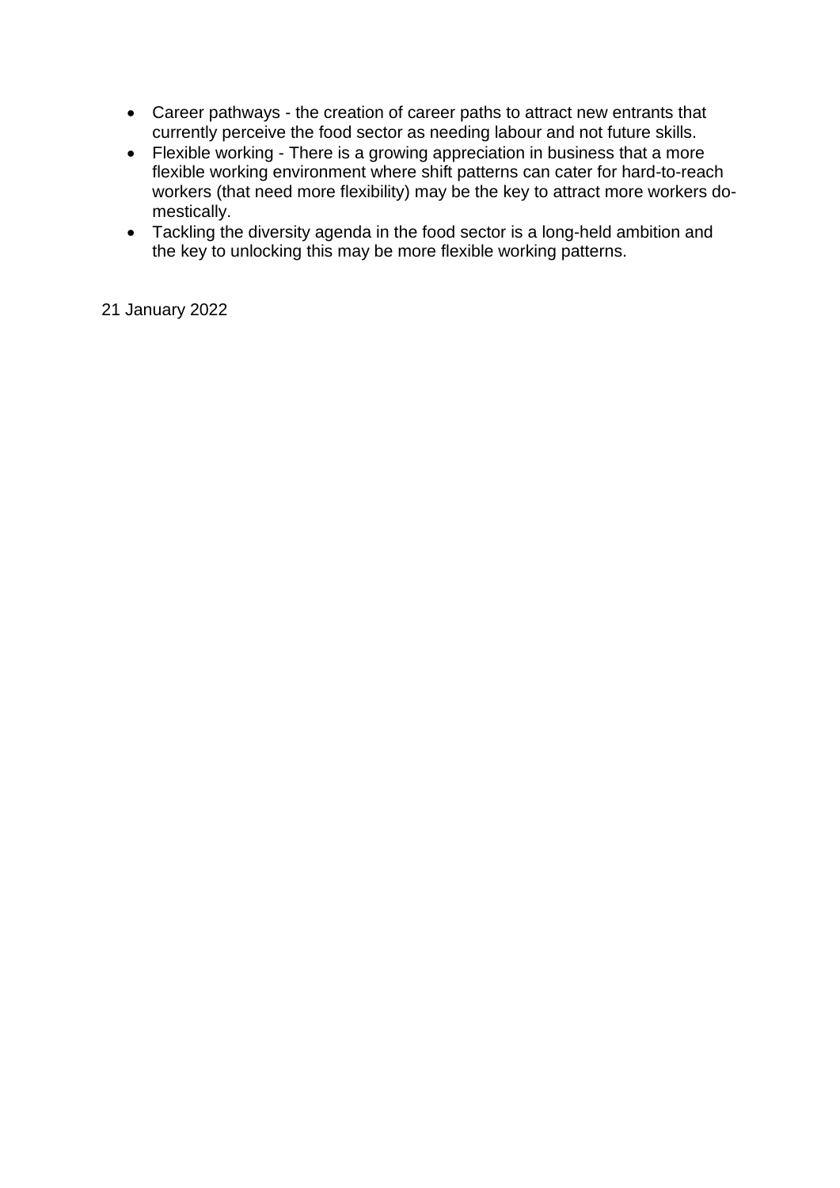- Career pathways - the creation of career paths to attract new entrants that currently perceive the food sector as needing labour and not future skills.
- Flexible working - There is a growing appreciation in business that a more flexible working environment where shift patterns can cater for hard-to-reach workers (that need more flexibility) may be the key to attract more workers domestically.
- Tackling the diversity agenda in the food sector is a long-held ambition and the key to unlocking this may be more flexible working patterns.

21 January 2022